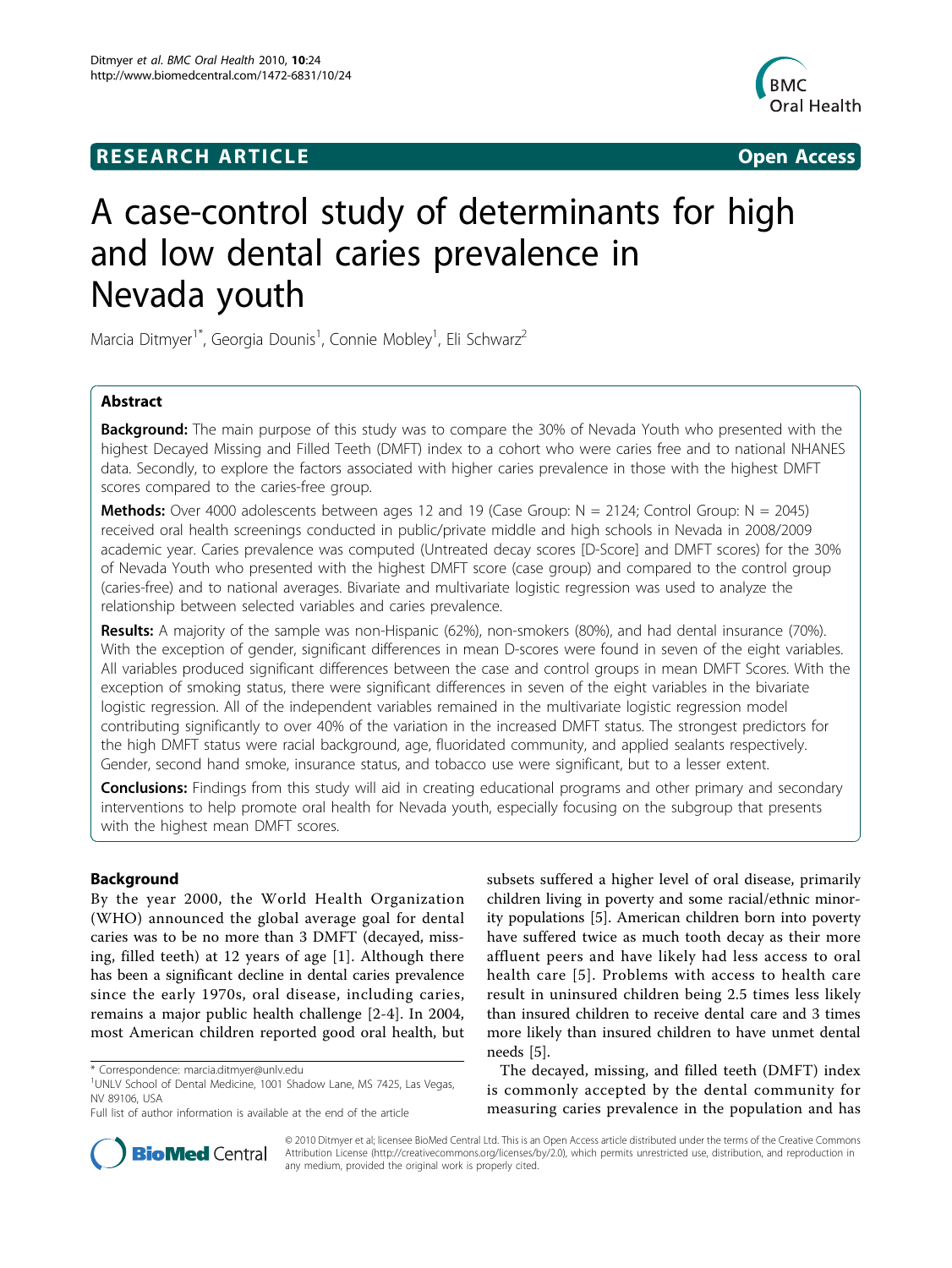RESEARCH ARTICLE Open Access

# A case-control study of determinants for high and low dental caries prevalence in Nevada youth

Marcia Ditmyer[1*], Georgia Dounis[1], Connie Mobley[1], Eli Schwarz[2]

## Abstract

**Background:** The main purpose of this study was to compare the 30% of Nevada Youth who presented with the highest Decayed Missing and Filled Teeth (DMFT) index to a cohort who were caries free and to national NHANES data. Secondly, to explore the factors associated with higher caries prevalence in those with the highest DMFT scores compared to the caries-free group.

**Methods:** Over 4000 adolescents between ages 12 and 19 (Case Group: N = 2124; Control Group: N = 2045) received oral health screenings conducted in public/private middle and high schools in Nevada in 2008/2009 academic year. Caries prevalence was computed (Untreated decay scores [D-Score] and DMFT scores) for the 30% of Nevada Youth who presented with the highest DMFT score (case group) and compared to the control group (caries-free) and to national averages. Bivariate and multivariate logistic regression was used to analyze the relationship between selected variables and caries prevalence.

**Results:** A majority of the sample was non-Hispanic (62%), non-smokers (80%), and had dental insurance (70%). With the exception of gender, significant differences in mean D-scores were found in seven of the eight variables. All variables produced significant differences between the case and control groups in mean DMFT Scores. With the exception of smoking status, there were significant differences in seven of the eight variables in the bivariate logistic regression. All of the independent variables remained in the multivariate logistic regression model contributing significantly to over 40% of the variation in the increased DMFT status. The strongest predictors for the high DMFT status were racial background, age, fluoridated community, and applied sealants respectively. Gender, second hand smoke, insurance status, and tobacco use were significant, but to a lesser extent.

**Conclusions:** Findings from this study will aid in creating educational programs and other primary and secondary interventions to help promote oral health for Nevada youth, especially focusing on the subgroup that presents with the highest mean DMFT scores.

## Background

By the year 2000, the World Health Organization (WHO) announced the global average goal for dental caries was to be no more than 3 DMFT (decayed, missing, filled teeth) at 12 years of age [1]. Although there has been a significant decline in dental caries prevalence since the early 1970s, oral disease, including caries, remains a major public health challenge [2-4]. In 2004, most American children reported good oral health, but subsets suffered a higher level of oral disease, primarily children living in poverty and some racial/ethnic minority populations [5]. American children born into poverty have suffered twice as much tooth decay as their more affluent peers and have likely had less access to oral health care [5]. Problems with access to health care result in uninsured children being 2.5 times less likely than insured children to receive dental care and 3 times more likely than insured children to have unmet dental needs [5].

The decayed, missing, and filled teeth (DMFT) index is commonly accepted by the dental community for measuring caries prevalence in the population and has

\* Correspondence: marcia.ditmyer@unlv.edu

[1]UNLV School of Dental Medicine, 1001 Shadow Lane, MS 7425, Las Vegas, NV 89106, USA

Full list of author information is available at the end of the article

© 2010 Ditmyer et al; licensee BioMed Central Ltd. This is an Open Access article distributed under the terms of the Creative Commons Attribution License (http://creativecommons.org/licenses/by/2.0), which permits unrestricted use, distribution, and reproduction in any medium, provided the original work is properly cited.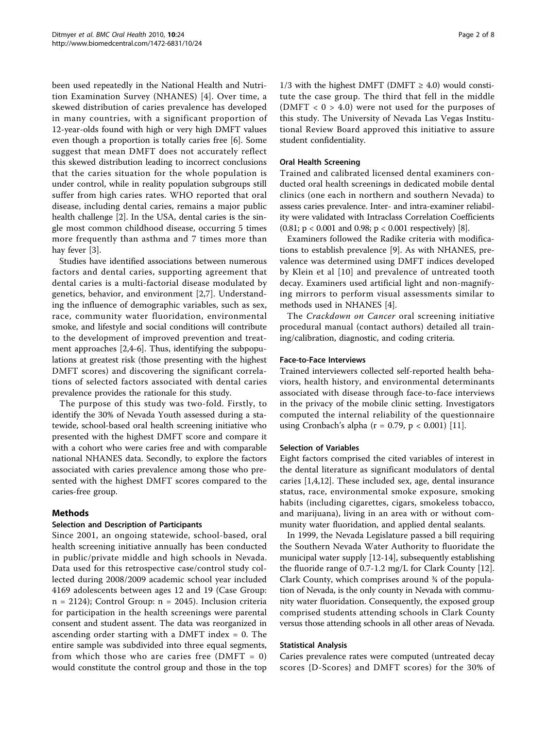been used repeatedly in the National Health and Nutrition Examination Survey (NHANES) [4]. Over time, a skewed distribution of caries prevalence has developed in many countries, with a significant proportion of 12-year-olds found with high or very high DMFT values even though a proportion is totally caries free [6]. Some suggest that mean DMFT does not accurately reflect this skewed distribution leading to incorrect conclusions that the caries situation for the whole population is under control, while in reality population subgroups still suffer from high caries rates. WHO reported that oral disease, including dental caries, remains a major public health challenge [2]. In the USA, dental caries is the single most common childhood disease, occurring 5 times more frequently than asthma and 7 times more than hay fever [3].

Studies have identified associations between numerous factors and dental caries, supporting agreement that dental caries is a multi-factorial disease modulated by genetics, behavior, and environment [2,7]. Understanding the influence of demographic variables, such as sex, race, community water fluoridation, environmental smoke, and lifestyle and social conditions will contribute to the development of improved prevention and treatment approaches [2,4-6]. Thus, identifying the subpopulations at greatest risk (those presenting with the highest DMFT scores) and discovering the significant correlations of selected factors associated with dental caries prevalence provides the rationale for this study.

The purpose of this study was two-fold. Firstly, to identify the 30% of Nevada Youth assessed during a statewide, school-based oral health screening initiative who presented with the highest DMFT score and compare it with a cohort who were caries free and with comparable national NHANES data. Secondly, to explore the factors associated with caries prevalence among those who presented with the highest DMFT scores compared to the caries-free group.

## Methods

### Selection and Description of Participants

Since 2001, an ongoing statewide, school-based, oral health screening initiative annually has been conducted in public/private middle and high schools in Nevada. Data used for this retrospective case/control study collected during 2008/2009 academic school year included 4169 adolescents between ages 12 and 19 (Case Group: n = 2124); Control Group: n = 2045). Inclusion criteria for participation in the health screenings were parental consent and student assent. The data was reorganized in ascending order starting with a DMFT index = 0. The entire sample was subdivided into three equal segments, from which those who are caries free (DMFT = 0) would constitute the control group and those in the top 1/3 with the highest DMFT (DMFT ≥ 4.0) would constitute the case group. The third that fell in the middle (DMFT < 0 > 4.0) were not used for the purposes of this study. The University of Nevada Las Vegas Institutional Review Board approved this initiative to assure student confidentiality.

### Oral Health Screening

Trained and calibrated licensed dental examiners conducted oral health screenings in dedicated mobile dental clinics (one each in northern and southern Nevada) to assess caries prevalence. Inter- and intra-examiner reliability were validated with Intraclass Correlation Coefficients (0.81; $p < 0.001$ and 0.98; $p < 0.001$ respectively) [8].

Examiners followed the Radike criteria with modifications to establish prevalence [9]. As with NHANES, prevalence was determined using DMFT indices developed by Klein et al [10] and prevalence of untreated tooth decay. Examiners used artificial light and non-magnifying mirrors to perform visual assessments similar to methods used in NHANES [4].

The *Crackdown on Cancer* oral screening initiative procedural manual (contact authors) detailed all training/calibration, diagnostic, and coding criteria.

### Face-to-Face Interviews

Trained interviewers collected self-reported health behaviors, health history, and environmental determinants associated with disease through face-to-face interviews in the privacy of the mobile clinic setting. Investigators computed the internal reliability of the questionnaire using Cronbach's alpha ($r = 0.79$, $p < 0.001$) [11].

### Selection of Variables

Eight factors comprised the cited variables of interest in the dental literature as significant modulators of dental caries [1,4,12]. These included sex, age, dental insurance status, race, environmental smoke exposure, smoking habits (including cigarettes, cigars, smokeless tobacco, and marijuana), living in an area with or without community water fluoridation, and applied dental sealants.

In 1999, the Nevada Legislature passed a bill requiring the Southern Nevada Water Authority to fluoridate the municipal water supply [12-14], subsequently establishing the fluoride range of 0.7-1.2 mg/L for Clark County [12]. Clark County, which comprises around ¾ of the population of Nevada, is the only county in Nevada with community water fluoridation. Consequently, the exposed group comprised students attending schools in Clark County versus those attending schools in all other areas of Nevada.

### Statistical Analysis

Caries prevalence rates were computed (untreated decay scores {D-Scores} and DMFT scores) for the 30% of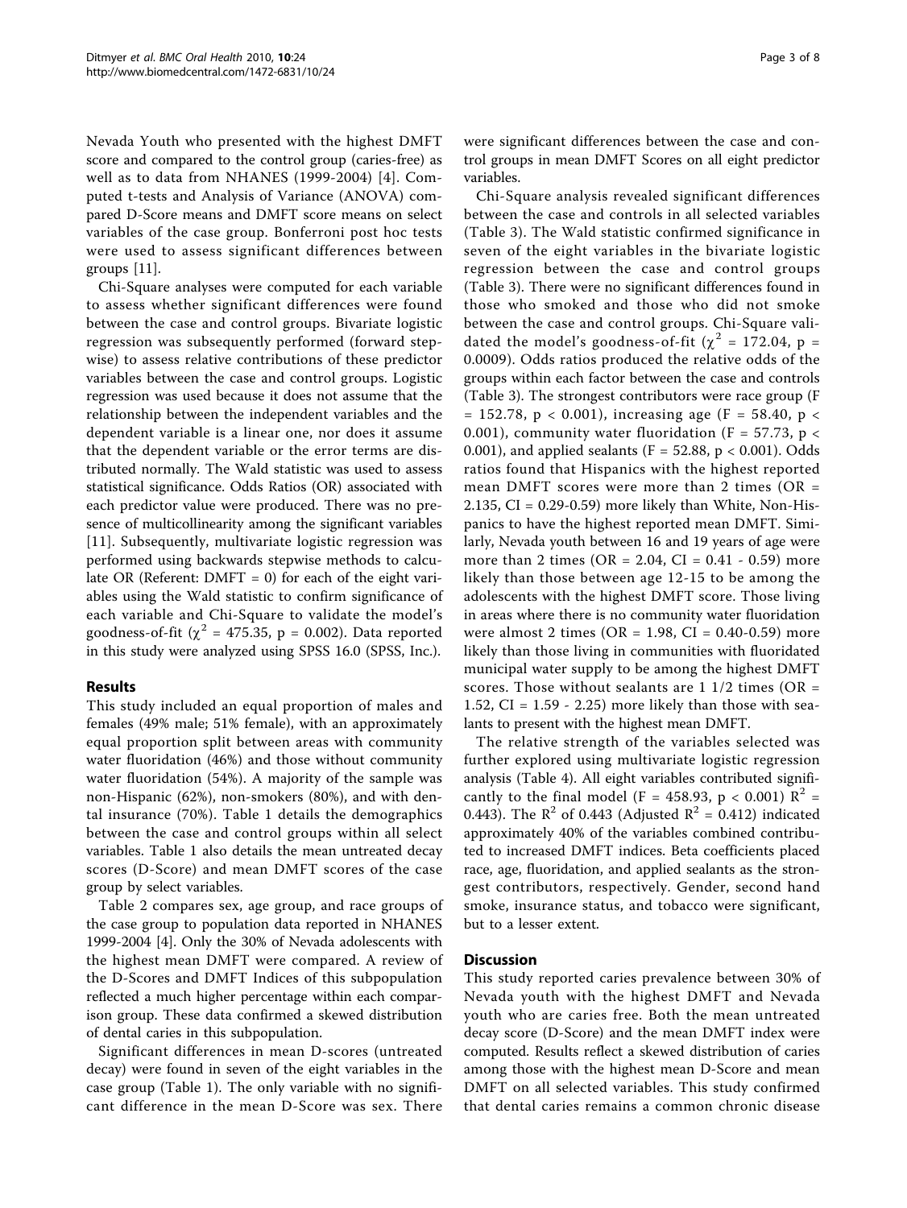Nevada Youth who presented with the highest DMFT score and compared to the control group (caries-free) as well as to data from NHANES (1999-2004) [4]. Computed t-tests and Analysis of Variance (ANOVA) compared D-Score means and DMFT score means on select variables of the case group. Bonferroni post hoc tests were used to assess significant differences between groups [11].

Chi-Square analyses were computed for each variable to assess whether significant differences were found between the case and control groups. Bivariate logistic regression was subsequently performed (forward stepwise) to assess relative contributions of these predictor variables between the case and control groups. Logistic regression was used because it does not assume that the relationship between the independent variables and the dependent variable is a linear one, nor does it assume that the dependent variable or the error terms are distributed normally. The Wald statistic was used to assess statistical significance. Odds Ratios (OR) associated with each predictor value were produced. There was no presence of multicollinearity among the significant variables [11]. Subsequently, multivariate logistic regression was performed using backwards stepwise methods to calculate OR (Referent: DMFT = 0) for each of the eight variables using the Wald statistic to confirm significance of each variable and Chi-Square to validate the model's goodness-of-fit ($\chi^2 = 475.35$, $p = 0.002$). Data reported in this study were analyzed using SPSS 16.0 (SPSS, Inc.).

## Results

This study included an equal proportion of males and females (49% male; 51% female), with an approximately equal proportion split between areas with community water fluoridation (46%) and those without community water fluoridation (54%). A majority of the sample was non-Hispanic (62%), non-smokers (80%), and with dental insurance (70%). Table 1 details the demographics between the case and control groups within all select variables. Table 1 also details the mean untreated decay scores (D-Score) and mean DMFT scores of the case group by select variables.

Table 2 compares sex, age group, and race groups of the case group to population data reported in NHANES 1999-2004 [4]. Only the 30% of Nevada adolescents with the highest mean DMFT were compared. A review of the D-Scores and DMFT Indices of this subpopulation reflected a much higher percentage within each comparison group. These data confirmed a skewed distribution of dental caries in this subpopulation.

Significant differences in mean D-scores (untreated decay) were found in seven of the eight variables in the case group (Table 1). The only variable with no significant difference in the mean D-Score was sex. There were significant differences between the case and control groups in mean DMFT Scores on all eight predictor variables.

Chi-Square analysis revealed significant differences between the case and controls in all selected variables (Table 3). The Wald statistic confirmed significance in seven of the eight variables in the bivariate logistic regression between the case and control groups (Table 3). There were no significant differences found in those who smoked and those who did not smoke between the case and control groups. Chi-Square validated the model's goodness-of-fit ($\chi^2 = 172.04$, $p = 0.0009$). Odds ratios produced the relative odds of the groups within each factor between the case and controls (Table 3). The strongest contributors were race group ($F = 152.78$, $p < 0.001$), increasing age ($F = 58.40$, $p < 0.001$), community water fluoridation ($F = 57.73$, $p < 0.001$), and applied sealants ($F = 52.88$, $p < 0.001$). Odds ratios found that Hispanics with the highest reported mean DMFT scores were more than 2 times (OR = 2.135, CI = 0.29-0.59) more likely than White, Non-Hispanics to have the highest reported mean DMFT. Similarly, Nevada youth between 16 and 19 years of age were more than 2 times (OR = 2.04, CI = 0.41 - 0.59) more likely than those between age 12-15 to be among the adolescents with the highest DMFT score. Those living in areas where there is no community water fluoridation were almost 2 times (OR = 1.98, CI = 0.40-0.59) more likely than those living in communities with fluoridated municipal water supply to be among the highest DMFT scores. Those without sealants are 1 1/2 times (OR = 1.52, CI = 1.59 - 2.25) more likely than those with sealants to present with the highest mean DMFT.

The relative strength of the variables selected was further explored using multivariate logistic regression analysis (Table 4). All eight variables contributed significantly to the final model ($F = 458.93$, $p < 0.001$) $R^2 = 0.443$). The $R^2$ of 0.443 (Adjusted $R^2 = 0.412$) indicated approximately 40% of the variables combined contributed to increased DMFT indices. Beta coefficients placed race, age, fluoridation, and applied sealants as the strongest contributors, respectively. Gender, second hand smoke, insurance status, and tobacco were significant, but to a lesser extent.

## Discussion

This study reported caries prevalence between 30% of Nevada youth with the highest DMFT and Nevada youth who are caries free. Both the mean untreated decay score (D-Score) and the mean DMFT index were computed. Results reflect a skewed distribution of caries among those with the highest mean D-Score and mean DMFT on all selected variables. This study confirmed that dental caries remains a common chronic disease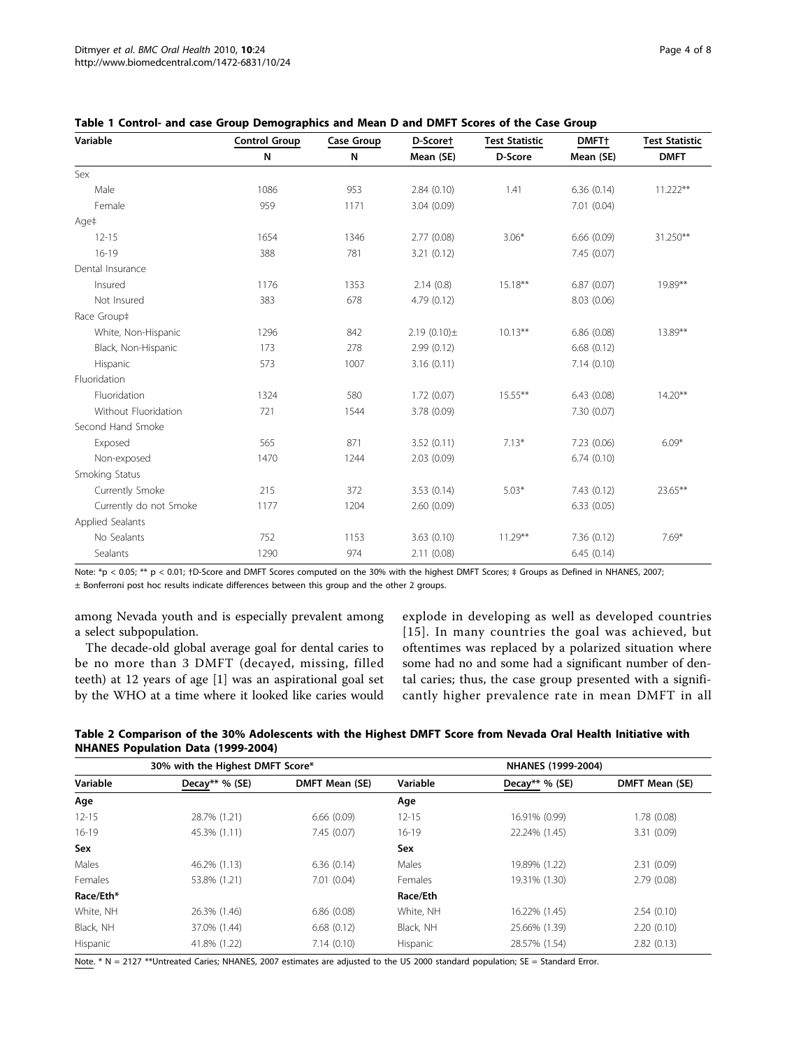**Table 1 Control- and case Group Demographics and Mean D and DMFT Scores of the Case Group**

| Variable | Control Group | Case Group | D-Score† | Test Statistic | DMFT† | Test Statistic |
|---|---|---|---|---|---|---|
| | N | N | Mean (SE) | D-Score | Mean (SE) | DMFT |
| Sex | | | | | | |
| Male | 1086 | 953 | 2.84 (0.10) | 1.41 | 6.36 (0.14) | 11.222** |
| Female | 959 | 1171 | 3.04 (0.09) | | 7.01 (0.04) | |
| Age‡ | | | | | | |
| 12-15 | 1654 | 1346 | 2.77 (0.08) | 3.06* | 6.66 (0.09) | 31.250** |
| 16-19 | 388 | 781 | 3.21 (0.12) | | 7.45 (0.07) | |
| Dental Insurance | | | | | | |
| Insured | 1176 | 1353 | 2.14 (0.8) | 15.18** | 6.87 (0.07) | 19.89** |
| Not Insured | 383 | 678 | 4.79 (0.12) | | 8.03 (0.06) | |
| Race Group‡ | | | | | | |
| White, Non-Hispanic | 1296 | 842 | 2.19 (0.10)± | 10.13** | 6.86 (0.08) | 13.89** |
| Black, Non-Hispanic | 173 | 278 | 2.99 (0.12) | | 6.68 (0.12) | |
| Hispanic | 573 | 1007 | 3.16 (0.11) | | 7.14 (0.10) | |
| Fluoridation | | | | | | |
| Fluoridation | 1324 | 580 | 1.72 (0.07) | 15.55** | 6.43 (0.08) | 14.20** |
| Without Fluoridation | 721 | 1544 | 3.78 (0.09) | | 7.30 (0.07) | |
| Second Hand Smoke | | | | | | |
| Exposed | 565 | 871 | 3.52 (0.11) | 7.13* | 7.23 (0.06) | 6.09* |
| Non-exposed | 1470 | 1244 | 2.03 (0.09) | | 6.74 (0.10) | |
| Smoking Status | | | | | | |
| Currently Smoke | 215 | 372 | 3.53 (0.14) | 5.03* | 7.43 (0.12) | 23.65** |
| Currently do not Smoke | 1177 | 1204 | 2.60 (0.09) | | 6.33 (0.05) | |
| Applied Sealants | | | | | | |
| No Sealants | 752 | 1153 | 3.63 (0.10) | 11.29** | 7.36 (0.12) | 7.69* |
| Sealants | 1290 | 974 | 2.11 (0.08) | | 6.45 (0.14) | |

Note: *$p < 0.05$; ** $p < 0.01$; †D-Score and DMFT Scores computed on the 30% with the highest DMFT Scores; ‡ Groups as Defined in NHANES, 2007; ± Bonferroni post hoc results indicate differences between this group and the other 2 groups.

among Nevada youth and is especially prevalent among a select subpopulation.

The decade-old global average goal for dental caries to be no more than 3 DMFT (decayed, missing, filled teeth) at 12 years of age [1] was an aspirational goal set by the WHO at a time where it looked like caries would explode in developing as well as developed countries [15]. In many countries the goal was achieved, but oftentimes was replaced by a polarized situation where some had no and some had a significant number of dental caries; thus, the case group presented with a significantly higher prevalence rate in mean DMFT in all

**Table 2 Comparison of the 30% Adolescents with the Highest DMFT Score from Nevada Oral Health Initiative with NHANES Population Data (1999-2004)**

| 30% with the Highest DMFT Score* | | | NHANES (1999-2004) | | |
|---|---|---|---|---|---|
| Variable | Decay** % (SE) | DMFT Mean (SE) | Variable | Decay** % (SE) | DMFT Mean (SE) |
| **Age** | | | **Age** | | |
| 12-15 | 28.7% (1.21) | 6.66 (0.09) | 12-15 | 16.91% (0.99) | 1.78 (0.08) |
| 16-19 | 45.3% (1.11) | 7.45 (0.07) | 16-19 | 22.24% (1.45) | 3.31 (0.09) |
| **Sex** | | | **Sex** | | |
| Males | 46.2% (1.13) | 6.36 (0.14) | Males | 19.89% (1.22) | 2.31 (0.09) |
| Females | 53.8% (1.21) | 7.01 (0.04) | Females | 19.31% (1.30) | 2.79 (0.08) |
| **Race/Eth*** | | | **Race/Eth** | | |
| White, NH | 26.3% (1.46) | 6.86 (0.08) | White, NH | 16.22% (1.45) | 2.54 (0.10) |
| Black, NH | 37.0% (1.44) | 6.68 (0.12) | Black, NH | 25.66% (1.39) | 2.20 (0.10) |
| Hispanic | 41.8% (1.22) | 7.14 (0.10) | Hispanic | 28.57% (1.54) | 2.82 (0.13) |

Note. * N = 2127 **Untreated Caries; NHANES, 2007 estimates are adjusted to the US 2000 standard population; SE = Standard Error.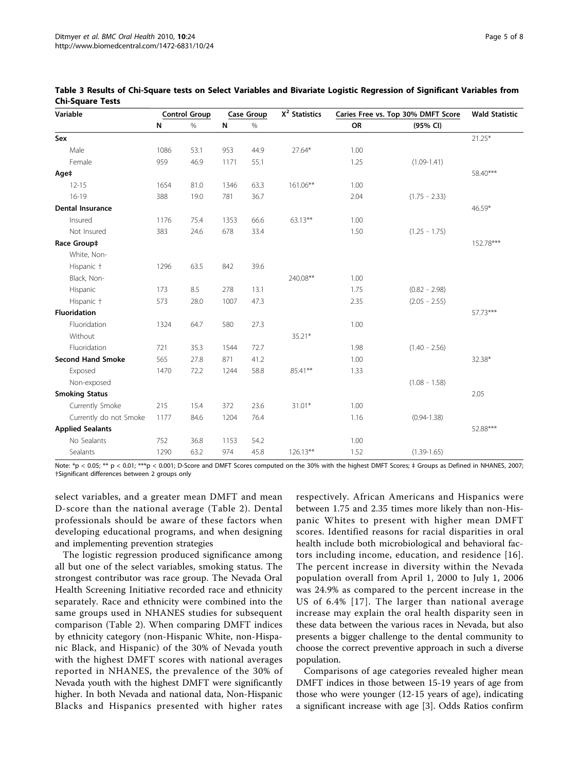**Table 3 Results of Chi-Square tests on Select Variables and Bivariate Logistic Regression of Significant Variables from Chi-Square Tests**

| Variable | Control Group | | Case Group | | $X^2$ Statistics | Caries Free vs. Top 30% DMFT Score | | Wald Statistic |
|---|---|---|---|---|---|---|---|---|
| | N | % | N | % | | OR | (95% CI) | |
| **Sex** | | | | | | | | 21.25* |
| Male | 1086 | 53.1 | 953 | 44.9 | 27.64* | 1.00 | | |
| Female | 959 | 46.9 | 1171 | 55.1 | | 1.25 | (1.09-1.41) | |
| **Age‡** | | | | | | | | 58.40*** |
| 12-15 | 1654 | 81.0 | 1346 | 63.3 | 161.06** | 1.00 | | |
| 16-19 | 388 | 19.0 | 781 | 36.7 | | 2.04 | (1.75 - 2.33) | |
| **Dental Insurance** | | | | | | | | 46.59* |
| Insured | 1176 | 75.4 | 1353 | 66.6 | 63.13** | 1.00 | | |
| Not Insured | 383 | 24.6 | 678 | 33.4 | | 1.50 | (1.25 - 1.75) | |
| **Race Group‡** | | | | | | | | 152.78*** |
| White, Non-Hispanic † | 1296 | 63.5 | 842 | 39.6 | | | | |
| Black, Non-Hispanic | 173 | 8.5 | 278 | 13.1 | 240.08** | 1.00 | | |
| | | | | | | 1.75 | (0.82 - 2.98) | |
| Hispanic † | 573 | 28.0 | 1007 | 47.3 | | 2.35 | (2.05 - 2.55) | |
| **Fluoridation** | | | | | | | | 57.73*** |
| Fluoridation | 1324 | 64.7 | 580 | 27.3 | | 1.00 | | |
| Without Fluoridation | 721 | 35.3 | 1544 | 72.7 | 35.21* | 1.98 | (1.40 - 2.56) | |
| **Second Hand Smoke** | 565 | 27.8 | 871 | 41.2 | | 1.00 | | 32.38* |
| Exposed | 1470 | 72.2 | 1244 | 58.8 | 85.41** | 1.33 | | |
| Non-exposed | | | | | | | (1.08 - 1.58) | |
| **Smoking Status** | | | | | | | | 2.05 |
| Currently Smoke | 215 | 15.4 | 372 | 23.6 | 31.01* | 1.00 | | |
| Currently do not Smoke | 1177 | 84.6 | 1204 | 76.4 | | 1.16 | (0.94-1.38) | |
| **Applied Sealants** | | | | | | | | 52.88*** |
| No Sealants | 752 | 36.8 | 1153 | 54.2 | | 1.00 | | |
| Sealants | 1290 | 63.2 | 974 | 45.8 | 126.13** | 1.52 | (1.39-1.65) | |

Note: *p < 0.05; ** p < 0.01; ***p < 0.001; D-Score and DMFT Scores computed on the 30% with the highest DMFT Scores; ‡ Groups as Defined in NHANES, 2007; †Significant differences between 2 groups only

select variables, and a greater mean DMFT and mean D-score than the national average (Table 2). Dental professionals should be aware of these factors when developing educational programs, and when designing and implementing prevention strategies

The logistic regression produced significance among all but one of the select variables, smoking status. The strongest contributor was race group. The Nevada Oral Health Screening Initiative recorded race and ethnicity separately. Race and ethnicity were combined into the same groups used in NHANES studies for subsequent comparison (Table 2). When comparing DMFT indices by ethnicity category (non-Hispanic White, non-Hispanic Black, and Hispanic) of the 30% of Nevada youth with the highest DMFT scores with national averages reported in NHANES, the prevalence of the 30% of Nevada youth with the highest DMFT were significantly higher. In both Nevada and national data, Non-Hispanic Blacks and Hispanics presented with higher rates respectively. African Americans and Hispanics were between 1.75 and 2.35 times more likely than non-Hispanic Whites to present with higher mean DMFT scores. Identified reasons for racial disparities in oral health include both microbiological and behavioral factors including income, education, and residence [16]. The percent increase in diversity within the Nevada population overall from April 1, 2000 to July 1, 2006 was 24.9% as compared to the percent increase in the US of 6.4% [17]. The larger than national average increase may explain the oral health disparity seen in these data between the various races in Nevada, but also presents a bigger challenge to the dental community to choose the correct preventive approach in such a diverse population.

Comparisons of age categories revealed higher mean DMFT indices in those between 15-19 years of age from those who were younger (12-15 years of age), indicating a significant increase with age [3]. Odds Ratios confirm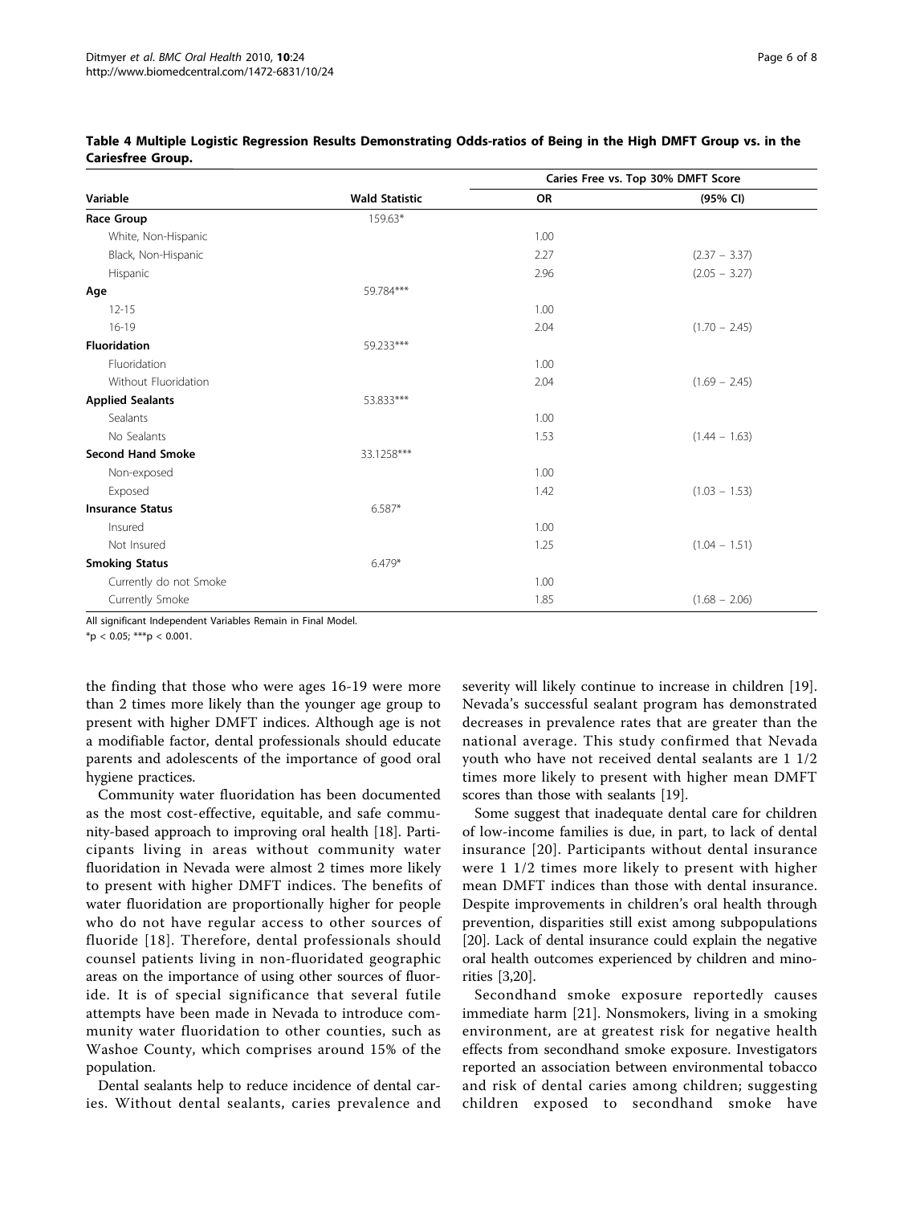**Table 4 Multiple Logistic Regression Results Demonstrating Odds-ratios of Being in the High DMFT Group vs. in the Cariesfree Group.**

| Variable | Wald Statistic | Caries Free vs. Top 30% DMFT Score | |
|---|---|---|---|
| | | OR | (95% CI) |
| **Race Group** | 159.63* | | |
| White, Non-Hispanic | | 1.00 | |
| Black, Non-Hispanic | | 2.27 | (2.37 – 3.37) |
| Hispanic | | 2.96 | (2.05 – 3.27) |
| **Age** | 59.784*** | | |
| 12-15 | | 1.00 | |
| 16-19 | | 2.04 | (1.70 – 2.45) |
| **Fluoridation** | 59.233*** | | |
| Fluoridation | | 1.00 | |
| Without Fluoridation | | 2.04 | (1.69 – 2.45) |
| **Applied Sealants** | 53.833*** | | |
| Sealants | | 1.00 | |
| No Sealants | | 1.53 | (1.44 – 1.63) |
| **Second Hand Smoke** | 33.1258*** | | |
| Non-exposed | | 1.00 | |
| Exposed | | 1.42 | (1.03 – 1.53) |
| **Insurance Status** | 6.587* | | |
| Insured | | 1.00 | |
| Not Insured | | 1.25 | (1.04 – 1.51) |
| **Smoking Status** | 6.479* | | |
| Currently do not Smoke | | 1.00 | |
| Currently Smoke | | 1.85 | (1.68 – 2.06) |

All significant Independent Variables Remain in Final Model.

*$p < 0.05$; ***$p < 0.001$.

the finding that those who were ages 16-19 were more than 2 times more likely than the younger age group to present with higher DMFT indices. Although age is not a modifiable factor, dental professionals should educate parents and adolescents of the importance of good oral hygiene practices.

Community water fluoridation has been documented as the most cost-effective, equitable, and safe community-based approach to improving oral health [18]. Participants living in areas without community water fluoridation in Nevada were almost 2 times more likely to present with higher DMFT indices. The benefits of water fluoridation are proportionally higher for people who do not have regular access to other sources of fluoride [18]. Therefore, dental professionals should counsel patients living in non-fluoridated geographic areas on the importance of using other sources of fluoride. It is of special significance that several futile attempts have been made in Nevada to introduce community water fluoridation to other counties, such as Washoe County, which comprises around 15% of the population.

Dental sealants help to reduce incidence of dental caries. Without dental sealants, caries prevalence and severity will likely continue to increase in children [19]. Nevada's successful sealant program has demonstrated decreases in prevalence rates that are greater than the national average. This study confirmed that Nevada youth who have not received dental sealants are 1 1/2 times more likely to present with higher mean DMFT scores than those with sealants [19].

Some suggest that inadequate dental care for children of low-income families is due, in part, to lack of dental insurance [20]. Participants without dental insurance were 1 1/2 times more likely to present with higher mean DMFT indices than those with dental insurance. Despite improvements in children's oral health through prevention, disparities still exist among subpopulations [20]. Lack of dental insurance could explain the negative oral health outcomes experienced by children and minorities [3,20].

Secondhand smoke exposure reportedly causes immediate harm [21]. Nonsmokers, living in a smoking environment, are at greatest risk for negative health effects from secondhand smoke exposure. Investigators reported an association between environmental tobacco and risk of dental caries among children; suggesting children exposed to secondhand smoke have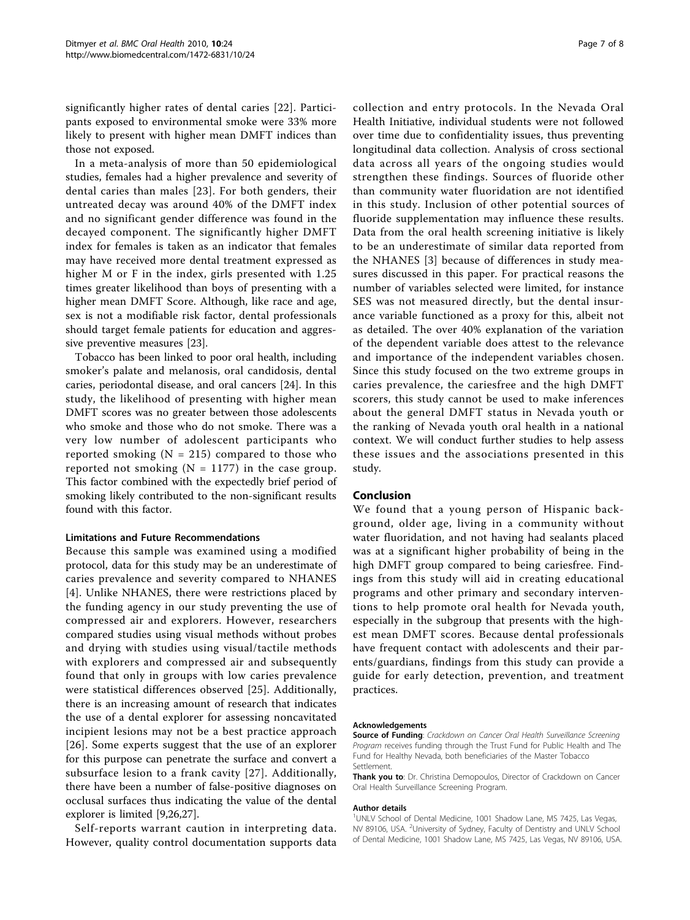significantly higher rates of dental caries [22]. Participants exposed to environmental smoke were 33% more likely to present with higher mean DMFT indices than those not exposed.

In a meta-analysis of more than 50 epidemiological studies, females had a higher prevalence and severity of dental caries than males [23]. For both genders, their untreated decay was around 40% of the DMFT index and no significant gender difference was found in the decayed component. The significantly higher DMFT index for females is taken as an indicator that females may have received more dental treatment expressed as higher M or F in the index, girls presented with 1.25 times greater likelihood than boys of presenting with a higher mean DMFT Score. Although, like race and age, sex is not a modifiable risk factor, dental professionals should target female patients for education and aggressive preventive measures [23].

Tobacco has been linked to poor oral health, including smoker's palate and melanosis, oral candidosis, dental caries, periodontal disease, and oral cancers [24]. In this study, the likelihood of presenting with higher mean DMFT scores was no greater between those adolescents who smoke and those who do not smoke. There was a very low number of adolescent participants who reported smoking (N = 215) compared to those who reported not smoking (N = 1177) in the case group. This factor combined with the expectedly brief period of smoking likely contributed to the non-significant results found with this factor.

### Limitations and Future Recommendations

Because this sample was examined using a modified protocol, data for this study may be an underestimate of caries prevalence and severity compared to NHANES [4]. Unlike NHANES, there were restrictions placed by the funding agency in our study preventing the use of compressed air and explorers. However, researchers compared studies using visual methods without probes and drying with studies using visual/tactile methods with explorers and compressed air and subsequently found that only in groups with low caries prevalence were statistical differences observed [25]. Additionally, there is an increasing amount of research that indicates the use of a dental explorer for assessing noncavitated incipient lesions may not be a best practice approach [26]. Some experts suggest that the use of an explorer for this purpose can penetrate the surface and convert a subsurface lesion to a frank cavity [27]. Additionally, there have been a number of false-positive diagnoses on occlusal surfaces thus indicating the value of the dental explorer is limited [9,26,27].

Self-reports warrant caution in interpreting data. However, quality control documentation supports data collection and entry protocols. In the Nevada Oral Health Initiative, individual students were not followed over time due to confidentiality issues, thus preventing longitudinal data collection. Analysis of cross sectional data across all years of the ongoing studies would strengthen these findings. Sources of fluoride other than community water fluoridation are not identified in this study. Inclusion of other potential sources of fluoride supplementation may influence these results. Data from the oral health screening initiative is likely to be an underestimate of similar data reported from the NHANES [3] because of differences in study measures discussed in this paper. For practical reasons the number of variables selected were limited, for instance SES was not measured directly, but the dental insurance variable functioned as a proxy for this, albeit not as detailed. The over 40% explanation of the variation of the dependent variable does attest to the relevance and importance of the independent variables chosen. Since this study focused on the two extreme groups in caries prevalence, the cariesfree and the high DMFT scorers, this study cannot be used to make inferences about the general DMFT status in Nevada youth or the ranking of Nevada youth oral health in a national context. We will conduct further studies to help assess these issues and the associations presented in this study.

## Conclusion

We found that a young person of Hispanic background, older age, living in a community without water fluoridation, and not having had sealants placed was at a significant higher probability of being in the high DMFT group compared to being cariesfree. Findings from this study will aid in creating educational programs and other primary and secondary interventions to help promote oral health for Nevada youth, especially in the subgroup that presents with the highest mean DMFT scores. Because dental professionals have frequent contact with adolescents and their parents/guardians, findings from this study can provide a guide for early detection, prevention, and treatment practices.

#### Acknowledgements

**Source of Funding**: *Crackdown on Cancer Oral Health Surveillance Screening Program* receives funding through the Trust Fund for Public Health and The Fund for Healthy Nevada, both beneficiaries of the Master Tobacco Settlement.

**Thank you to**: Dr. Christina Demopoulos, Director of Crackdown on Cancer Oral Health Surveillance Screening Program.

#### Author details

[1]UNLV School of Dental Medicine, 1001 Shadow Lane, MS 7425, Las Vegas, NV 89106, USA. [2]University of Sydney, Faculty of Dentistry and UNLV School of Dental Medicine, 1001 Shadow Lane, MS 7425, Las Vegas, NV 89106, USA.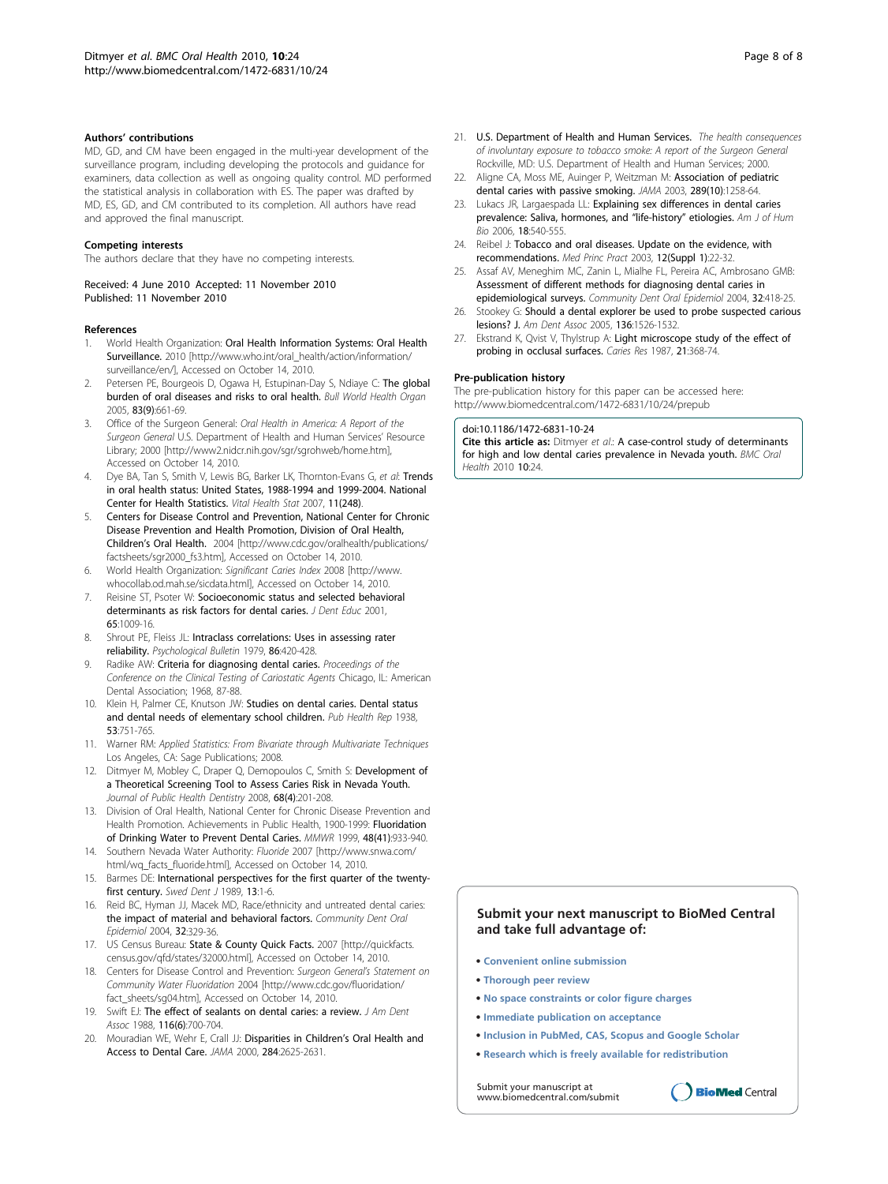#### Authors' contributions

MD, GD, and CM have been engaged in the multi-year development of the surveillance program, including developing the protocols and guidance for examiners, data collection as well as ongoing quality control. MD performed the statistical analysis in collaboration with ES. The paper was drafted by MD, ES, GD, and CM contributed to its completion. All authors have read and approved the final manuscript.

#### Competing interests

The authors declare that they have no competing interests.

Received: 4 June 2010 Accepted: 11 November 2010
Published: 11 November 2010

#### References

1. World Health Organization: **Oral Health Information Systems: Oral Health Surveillance.** 2010 [http://www.who.int/oral_health/action/information/surveillance/en/], Accessed on October 14, 2010.
2. Petersen PE, Bourgeois D, Ogawa H, Estupinan-Day S, Ndiaye C: **The global burden of oral diseases and risks to oral health.** *Bull World Health Organ* 2005, **83(9)**:661-69.
3. Office of the Surgeon General: *Oral Health in America: A Report of the Surgeon General* U.S. Department of Health and Human Services' Resource Library; 2000 [http://www2.nidcr.nih.gov/sgr/sgrohweb/home.htm], Accessed on October 14, 2010.
4. Dye BA, Tan S, Smith V, Lewis BG, Barker LK, Thornton-Evans G, *et al*: **Trends in oral health status: United States, 1988-1994 and 1999-2004. National Center for Health Statistics.** *Vital Health Stat* 2007, **11(248)**.
5. Centers for Disease Control and Prevention, National Center for Chronic Disease Prevention and Health Promotion, Division of Oral Health, **Children's Oral Health.** 2004 [http://www.cdc.gov/oralhealth/publications/factsheets/sgr2000_fs3.htm], Accessed on October 14, 2010.
6. World Health Organization: *Significant Caries Index* 2008 [http://www.whocollab.od.mah.se/sicdata.html], Accessed on October 14, 2010.
7. Reisine ST, Psoter W: **Socioeconomic status and selected behavioral determinants as risk factors for dental caries.** *J Dent Educ* 2001, **65**:1009-16.
8. Shrout PE, Fleiss JL: **Intraclass correlations: Uses in assessing rater reliability.** *Psychological Bulletin* 1979, **86**:420-428.
9. Radike AW: **Criteria for diagnosing dental caries.** *Proceedings of the Conference on the Clinical Testing of Cariostatic Agents* Chicago, IL: American Dental Association; 1968, 87-88.
10. Klein H, Palmer CE, Knutson JW: **Studies on dental caries. Dental status and dental needs of elementary school children.** *Pub Health Rep* 1938, **53**:751-765.
11. Warner RM: *Applied Statistics: From Bivariate through Multivariate Techniques* Los Angeles, CA: Sage Publications; 2008.
12. Ditmyer M, Mobley C, Draper Q, Demopoulos C, Smith S: **Development of a Theoretical Screening Tool to Assess Caries Risk in Nevada Youth.** *Journal of Public Health Dentistry* 2008, **68(4)**:201-208.
13. Division of Oral Health, National Center for Chronic Disease Prevention and Health Promotion. Achievements in Public Health, 1900-1999: **Fluoridation of Drinking Water to Prevent Dental Caries.** *MMWR* 1999, **48(41)**:933-940.
14. Southern Nevada Water Authority: *Fluoride* 2007 [http://www.snwa.com/html/wq_facts_fluoride.html], Accessed on October 14, 2010.
15. Barmes DE: **International perspectives for the first quarter of the twenty-first century.** *Swed Dent J* 1989, **13**:1-6.
16. Reid BC, Hyman JJ, Macek MD, Race/ethnicity and untreated dental caries: **the impact of material and behavioral factors.** *Community Dent Oral Epidemiol* 2004, **32**:329-36.
17. US Census Bureau: **State & County Quick Facts.** 2007 [http://quickfacts.census.gov/qfd/states/32000.html], Accessed on October 14, 2010.
18. Centers for Disease Control and Prevention: *Surgeon General's Statement on Community Water Fluoridation* 2004 [http://www.cdc.gov/fluoridation/fact_sheets/sg04.htm], Accessed on October 14, 2010.
19. Swift EJ: **The effect of sealants on dental caries: a review.** *J Am Dent Assoc* 1988, **116(6)**:700-704.
20. Mouradian WE, Wehr E, Crall JJ: **Disparities in Children's Oral Health and Access to Dental Care.** *JAMA* 2000, **284**:2625-2631.
21. U.S. Department of Health and Human Services. *The health consequences of involuntary exposure to tobacco smoke: A report of the Surgeon General* Rockville, MD: U.S. Department of Health and Human Services; 2000.
22. Aligne CA, Moss ME, Auinger P, Weitzman M: **Association of pediatric dental caries with passive smoking.** *JAMA* 2003, **289(10)**:1258-64.
23. Lukacs JR, Largaespada LL: **Explaining sex differences in dental caries prevalence: Saliva, hormones, and "life-history" etiologies.** *Am J of Hum Bio* 2006, **18**:540-555.
24. Reibel J: **Tobacco and oral diseases. Update on the evidence, with recommendations.** *Med Princ Pract* 2003, **12(Suppl 1)**:22-32.
25. Assaf AV, Meneghim MC, Zanin L, Mialhe FL, Pereira AC, Ambrosano GMB: **Assessment of different methods for diagnosing dental caries in epidemiological surveys.** *Community Dent Oral Epidemiol* 2004, **32**:418-25.
26. Stookey G: **Should a dental explorer be used to probe suspected carious lesions?** J. *Am Dent Assoc* 2005, **136**:1526-1532.
27. Ekstrand K, Qvist V, Thylstrup A: **Light microscope study of the effect of probing in occlusal surfaces.** *Caries Res* 1987, **21**:368-74.

#### Pre-publication history

The pre-publication history for this paper can be accessed here:
http://www.biomedcentral.com/1472-6831/10/24/prepub

doi:10.1186/1472-6831-10-24
**Cite this article as:** Ditmyer *et al.*: A case-control study of determinants for high and low dental caries prevalence in Nevada youth. *BMC Oral Health* 2010 **10**:24.

**Submit your next manuscript to BioMed Central and take full advantage of:**

- Convenient online submission
- Thorough peer review
- No space constraints or color figure charges
- Immediate publication on acceptance
- Inclusion in PubMed, CAS, Scopus and Google Scholar
- Research which is freely available for redistribution

Submit your manuscript at
www.biomedcentral.com/submit

BioMed Central